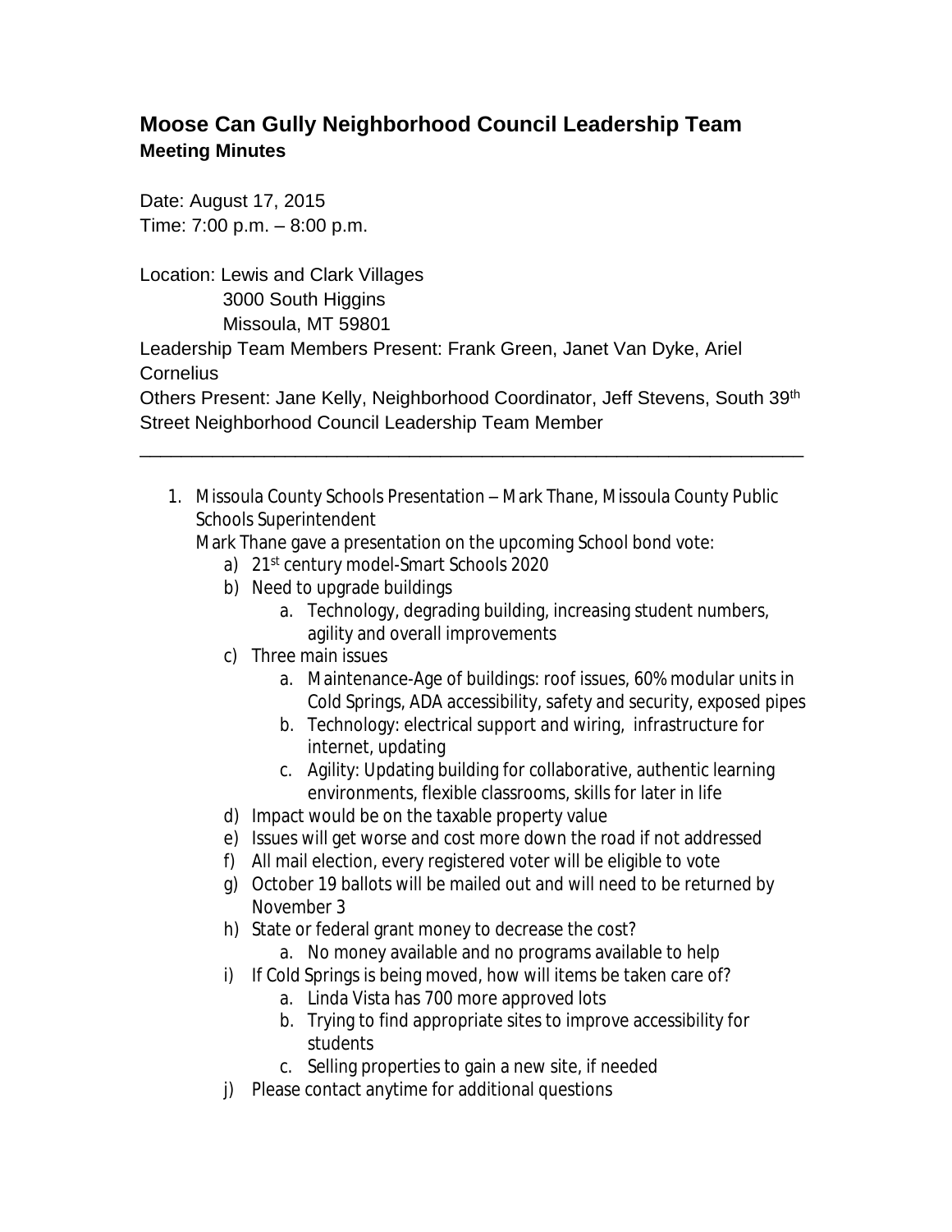# Moose Can Gully Neighborhood Council Leadership Team

## Meeting Minutes

Date: August 17, 2015
Time: 7:00 p.m. – 8:00 p.m.

Location: Lewis and Clark Villages
3000 South Higgins
Missoula, MT 59801

Leadership Team Members Present: Frank Green, Janet Van Dyke, Ariel Cornelius

Others Present: Jane Kelly, Neighborhood Coordinator, Jeff Stevens, South 39th Street Neighborhood Council Leadership Team Member

---

1. Missoula County Schools Presentation – Mark Thane, Missoula County Public Schools Superintendent
   Mark Thane gave a presentation on the upcoming School bond vote:
   a) 21st century model-Smart Schools 2020
   b) Need to upgrade buildings
      a. Technology, degrading building, increasing student numbers, agility and overall improvements
   c) Three main issues
      a. Maintenance-Age of buildings: roof issues, 60% modular units in Cold Springs, ADA accessibility, safety and security, exposed pipes
      b. Technology: electrical support and wiring, infrastructure for internet, updating
      c. Agility: Updating building for collaborative, authentic learning environments, flexible classrooms, skills for later in life
   d) Impact would be on the taxable property value
   e) Issues will get worse and cost more down the road if not addressed
   f) All mail election, every registered voter will be eligible to vote
   g) October 19 ballots will be mailed out and will need to be returned by November 3
   h) State or federal grant money to decrease the cost?
      a. No money available and no programs available to help
   i) If Cold Springs is being moved, how will items be taken care of?
      a. Linda Vista has 700 more approved lots
      b. Trying to find appropriate sites to improve accessibility for students
      c. Selling properties to gain a new site, if needed
   j) Please contact anytime for additional questions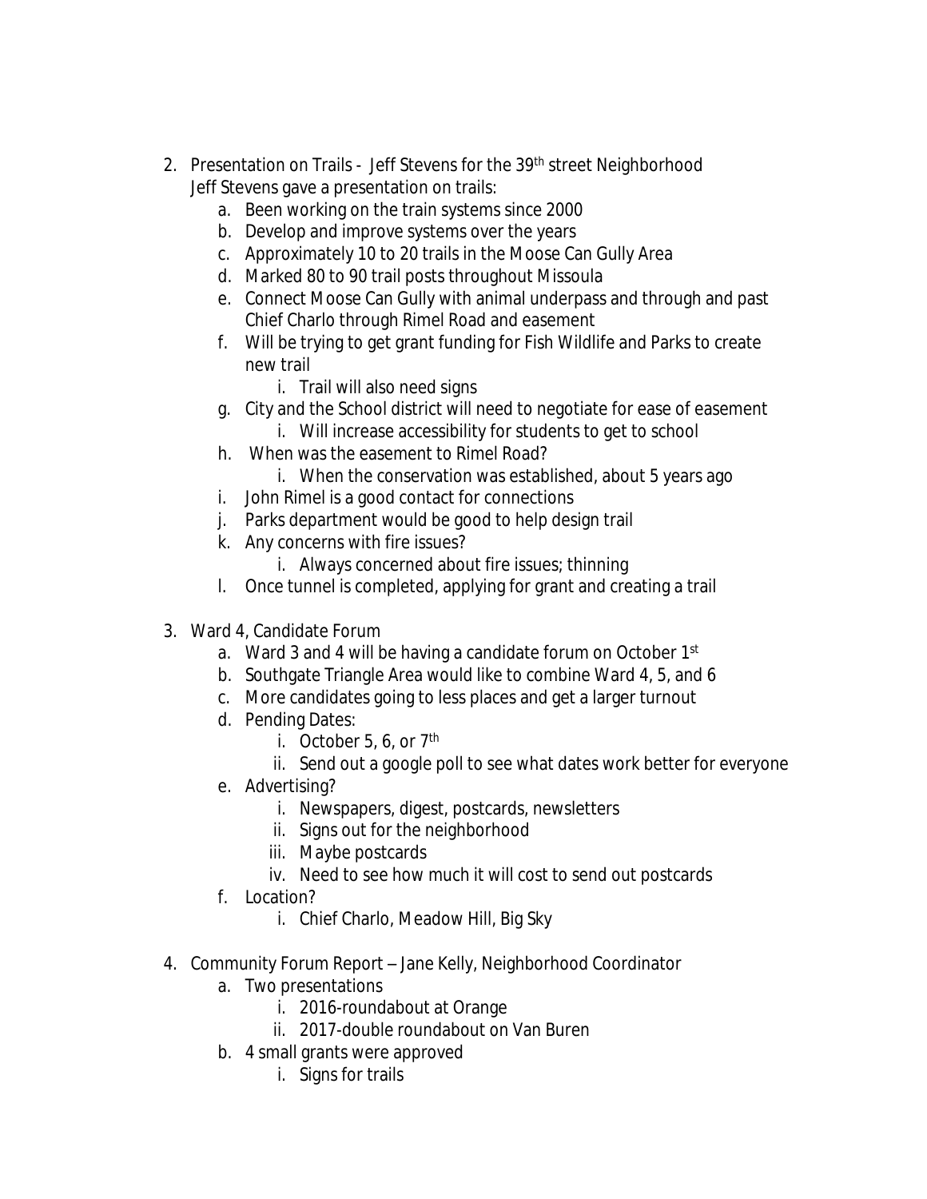2. Presentation on Trails - Jeff Stevens for the 39th street Neighborhood
   Jeff Stevens gave a presentation on trails:
   a. Been working on the train systems since 2000
   b. Develop and improve systems over the years
   c. Approximately 10 to 20 trails in the Moose Can Gully Area
   d. Marked 80 to 90 trail posts throughout Missoula
   e. Connect Moose Can Gully with animal underpass and through and past Chief Charlo through Rimel Road and easement
   f. Will be trying to get grant funding for Fish Wildlife and Parks to create new trail
      i. Trail will also need signs
   g. City and the School district will need to negotiate for ease of easement
      i. Will increase accessibility for students to get to school
   h. When was the easement to Rimel Road?
      i. When the conservation was established, about 5 years ago
   i. John Rimel is a good contact for connections
   j. Parks department would be good to help design trail
   k. Any concerns with fire issues?
      i. Always concerned about fire issues; thinning
   l. Once tunnel is completed, applying for grant and creating a trail

3. Ward 4, Candidate Forum
   a. Ward 3 and 4 will be having a candidate forum on October 1st
   b. Southgate Triangle Area would like to combine Ward 4, 5, and 6
   c. More candidates going to less places and get a larger turnout
   d. Pending Dates:
      i. October 5, 6, or 7th
      ii. Send out a google poll to see what dates work better for everyone
   e. Advertising?
      i. Newspapers, digest, postcards, newsletters
      ii. Signs out for the neighborhood
      iii. Maybe postcards
      iv. Need to see how much it will cost to send out postcards
   f. Location?
      i. Chief Charlo, Meadow Hill, Big Sky

4. Community Forum Report – Jane Kelly, Neighborhood Coordinator
   a. Two presentations
      i. 2016-roundabout at Orange
      ii. 2017-double roundabout on Van Buren
   b. 4 small grants were approved
      i. Signs for trails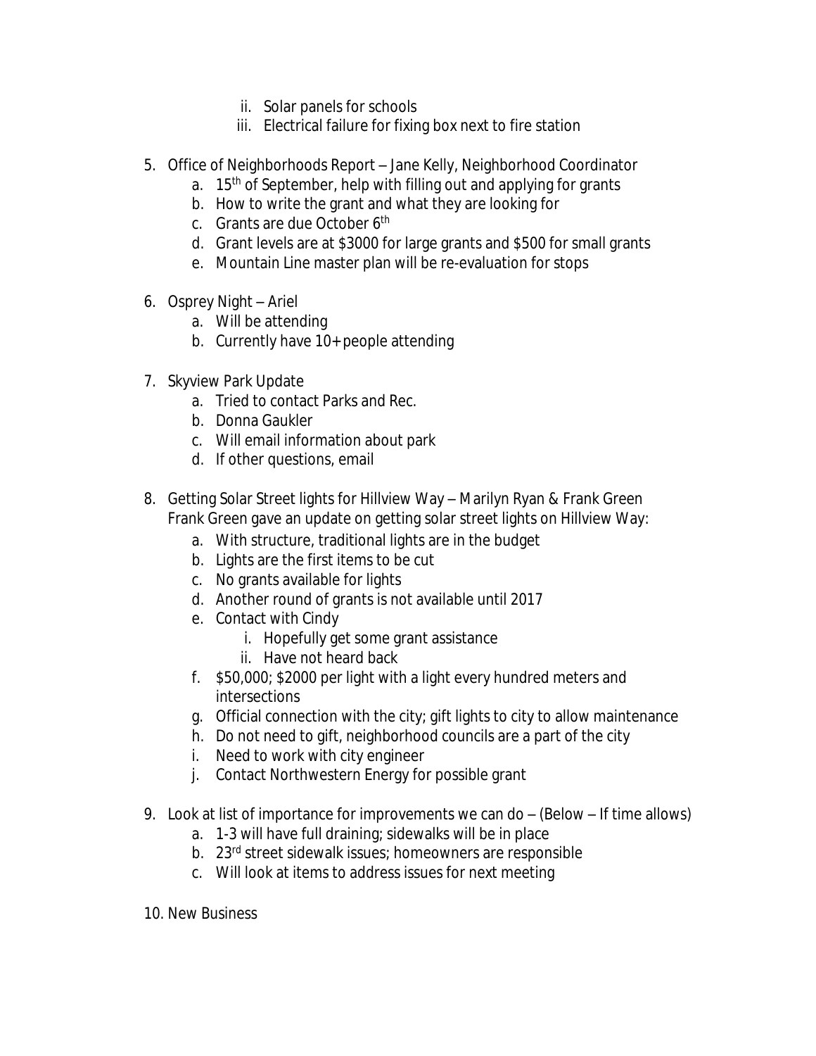- ii. Solar panels for schools
   - iii. Electrical failure for fixing box next to fire station

5. Office of Neighborhoods Report – Jane Kelly, Neighborhood Coordinator
   - a. 15th of September, help with filling out and applying for grants
   - b. How to write the grant and what they are looking for
   - c. Grants are due October 6th
   - d. Grant levels are at $3000 for large grants and $500 for small grants
   - e. Mountain Line master plan will be re-evaluation for stops

6. Osprey Night – Ariel
   - a. Will be attending
   - b. Currently have 10+ people attending

7. Skyview Park Update
   - a. Tried to contact Parks and Rec.
   - b. Donna Gaukler
   - c. Will email information about park
   - d. If other questions, email

8. Getting Solar Street lights for Hillview Way – Marilyn Ryan & Frank Green
   Frank Green gave an update on getting solar street lights on Hillview Way:
   - a. With structure, traditional lights are in the budget
   - b. Lights are the first items to be cut
   - c. No grants available for lights
   - d. Another round of grants is not available until 2017
   - e. Contact with Cindy
     - i. Hopefully get some grant assistance
     - ii. Have not heard back
   - f. $50,000; $2000 per light with a light every hundred meters and intersections
   - g. Official connection with the city; gift lights to city to allow maintenance
   - h. Do not need to gift, neighborhood councils are a part of the city
   - i. Need to work with city engineer
   - j. Contact Northwestern Energy for possible grant

9. Look at list of importance for improvements we can do – (Below – If time allows)
   - a. 1-3 will have full draining; sidewalks will be in place
   - b. 23rd street sidewalk issues; homeowners are responsible
   - c. Will look at items to address issues for next meeting

10. New Business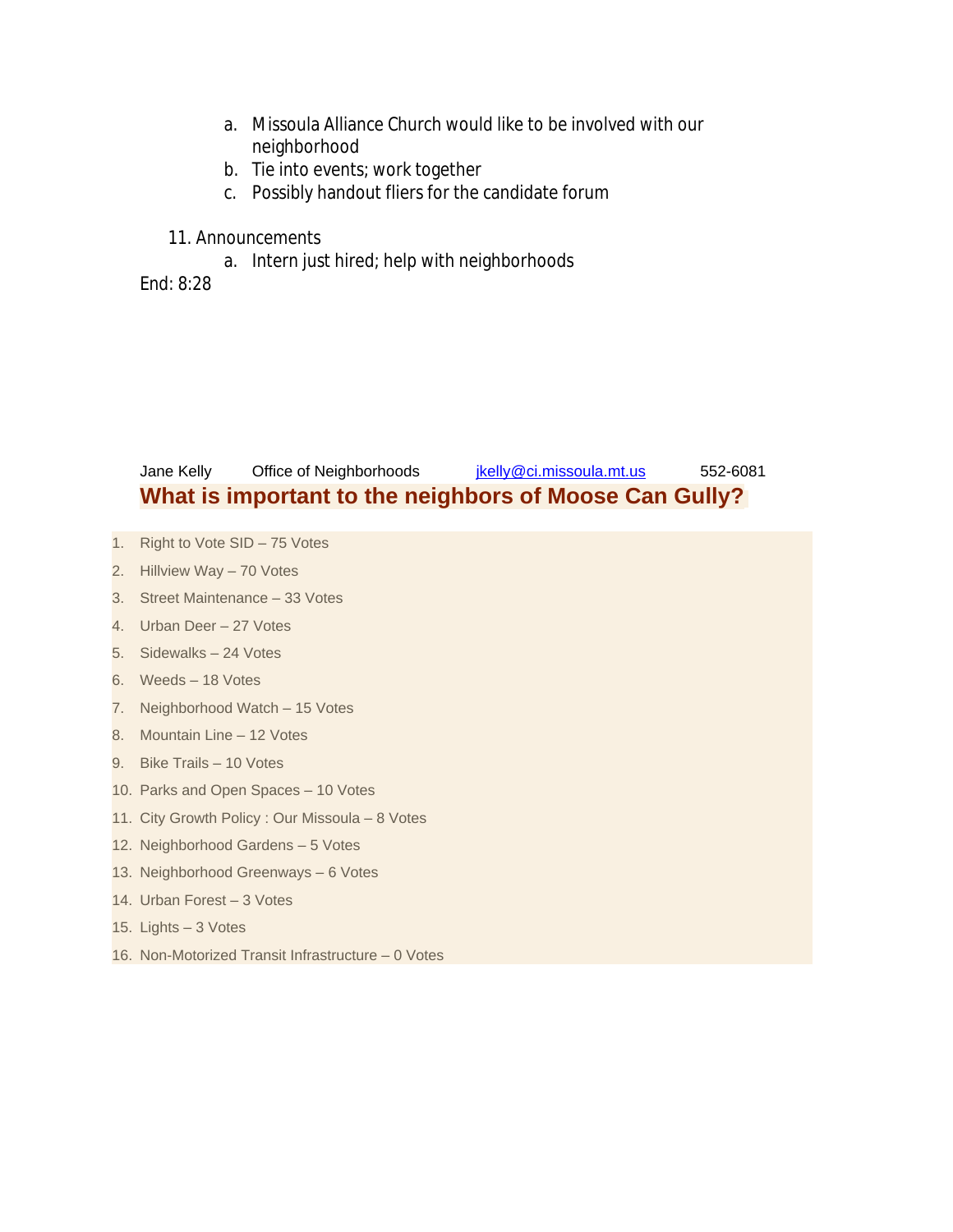a. Missoula Alliance Church would like to be involved with our neighborhood
   b. Tie into events; work together
   c. Possibly handout fliers for the candidate forum

11. Announcements
   a. Intern just hired; help with neighborhoods

End: 8:28

Jane Kelly Office of Neighborhoods jkelly@ci.missoula.mt.us 552-6081

## What is important to the neighbors of Moose Can Gully?

1. Right to Vote SID – 75 Votes
2. Hillview Way – 70 Votes
3. Street Maintenance – 33 Votes
4. Urban Deer – 27 Votes
5. Sidewalks – 24 Votes
6. Weeds – 18 Votes
7. Neighborhood Watch – 15 Votes
8. Mountain Line – 12 Votes
9. Bike Trails – 10 Votes
10. Parks and Open Spaces – 10 Votes
11. City Growth Policy : Our Missoula – 8 Votes
12. Neighborhood Gardens – 5 Votes
13. Neighborhood Greenways – 6 Votes
14. Urban Forest – 3 Votes
15. Lights – 3 Votes
16. Non-Motorized Transit Infrastructure – 0 Votes